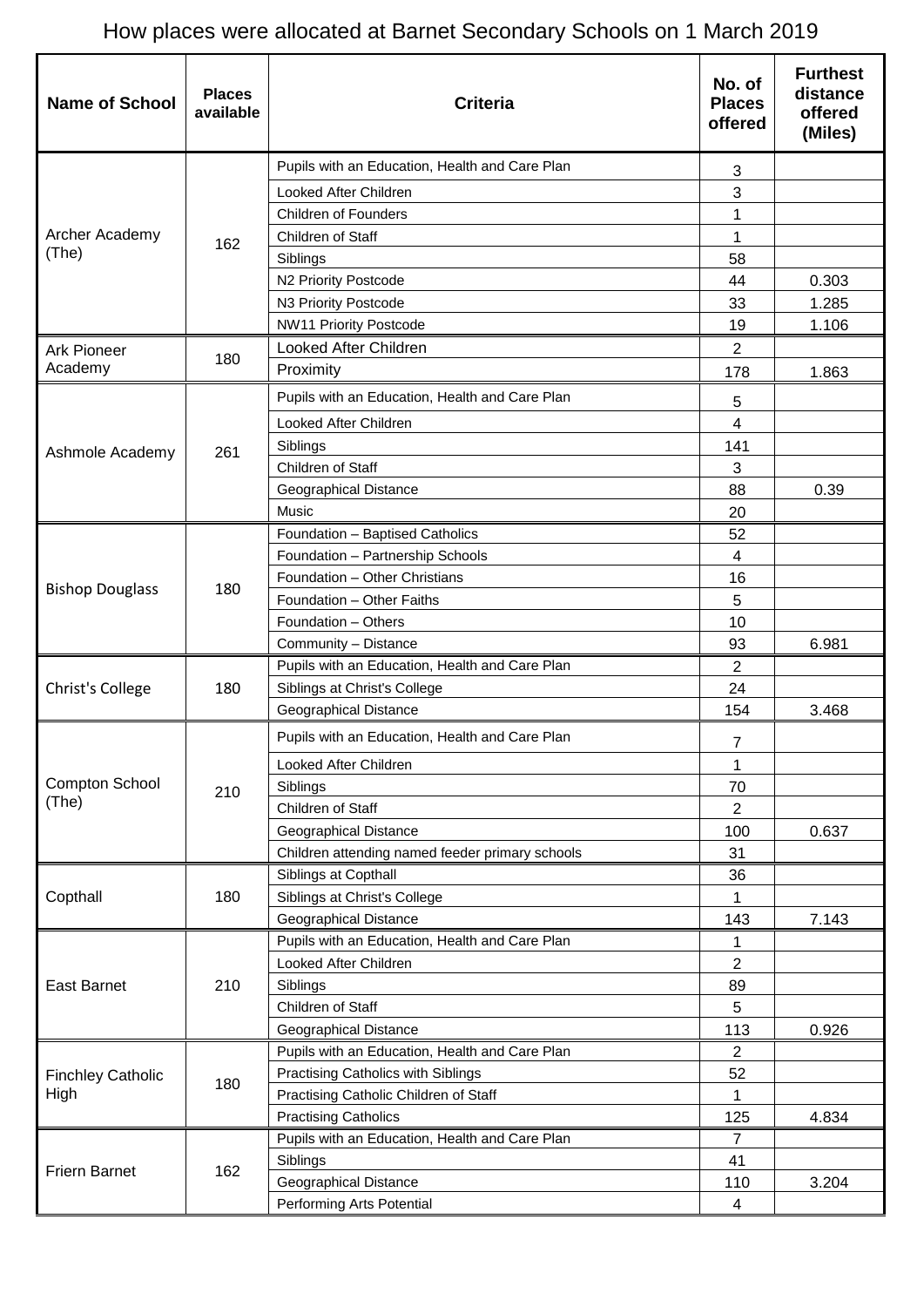# How places were allocated at Barnet Secondary Schools on 1 March 2019

| Name of School | Places available | Criteria | No. of Places offered | Furthest distance offered (Miles) |
|---|---|---|---|---|
| Archer Academy (The) | 162 | Pupils with an Education, Health and Care Plan | 3 | |
| | | Looked After Children | 3 | |
| | | Children of Founders | 1 | |
| | | Children of Staff | 1 | |
| | | Siblings | 58 | |
| | | N2 Priority Postcode | 44 | 0.303 |
| | | N3 Priority Postcode | 33 | 1.285 |
| | | NW11 Priority Postcode | 19 | 1.106 |
| Ark Pioneer Academy | 180 | Looked After Children | 2 | |
| | | Proximity | 178 | 1.863 |
| Ashmole Academy | 261 | Pupils with an Education, Health and Care Plan | 5 | |
| | | Looked After Children | 4 | |
| | | Siblings | 141 | |
| | | Children of Staff | 3 | |
| | | Geographical Distance | 88 | 0.39 |
| | | Music | 20 | |
| Bishop Douglass | 180 | Foundation – Baptised Catholics | 52 | |
| | | Foundation – Partnership Schools | 4 | |
| | | Foundation – Other Christians | 16 | |
| | | Foundation – Other Faiths | 5 | |
| | | Foundation – Others | 10 | |
| | | Community – Distance | 93 | 6.981 |
| Christ's College | 180 | Pupils with an Education, Health and Care Plan | 2 | |
| | | Siblings at Christ's College | 24 | |
| | | Geographical Distance | 154 | 3.468 |
| Compton School (The) | 210 | Pupils with an Education, Health and Care Plan | 7 | |
| | | Looked After Children | 1 | |
| | | Siblings | 70 | |
| | | Children of Staff | 2 | |
| | | Geographical Distance | 100 | 0.637 |
| | | Children attending named feeder primary schools | 31 | |
| Copthall | 180 | Siblings at Copthall | 36 | |
| | | Siblings at Christ's College | 1 | |
| | | Geographical Distance | 143 | 7.143 |
| East Barnet | 210 | Pupils with an Education, Health and Care Plan | 1 | |
| | | Looked After Children | 2 | |
| | | Siblings | 89 | |
| | | Children of Staff | 5 | |
| | | Geographical Distance | 113 | 0.926 |
| Finchley Catholic High | 180 | Pupils with an Education, Health and Care Plan | 2 | |
| | | Practising Catholics with Siblings | 52 | |
| | | Practising Catholic Children of Staff | 1 | |
| | | Practising Catholics | 125 | 4.834 |
| Friern Barnet | 162 | Pupils with an Education, Health and Care Plan | 7 | |
| | | Siblings | 41 | |
| | | Geographical Distance | 110 | 3.204 |
| | | Performing Arts Potential | 4 | |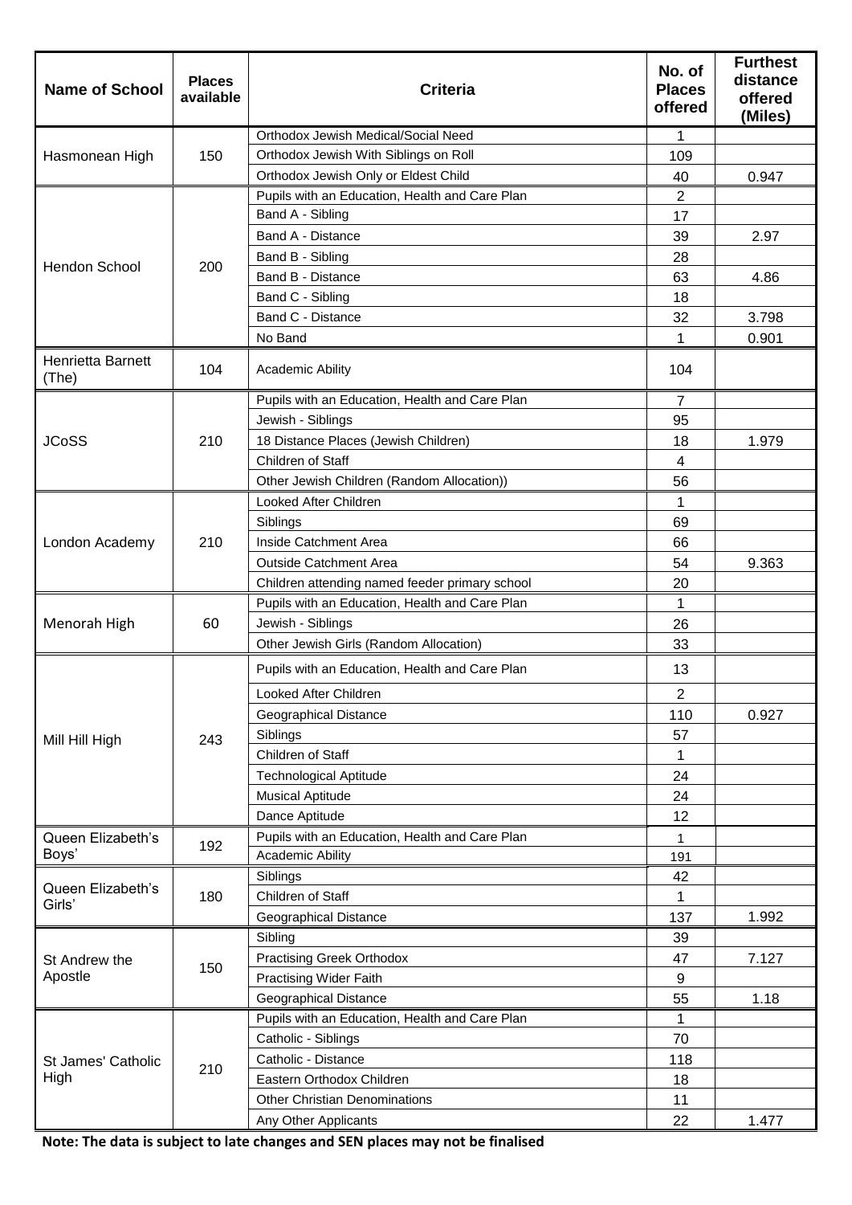| Name of School | Places available | Criteria | No. of Places offered | Furthest distance offered (Miles) |
|---|---|---|---|---|
| Hasmonean High | 150 | Orthodox Jewish Medical/Social Need | 1 | |
| | | Orthodox Jewish With Siblings on Roll | 109 | |
| | | Orthodox Jewish Only or Eldest Child | 40 | 0.947 |
| Hendon School | 200 | Pupils with an Education, Health and Care Plan | 2 | |
| | | Band A - Sibling | 17 | |
| | | Band A - Distance | 39 | 2.97 |
| | | Band B - Sibling | 28 | |
| | | Band B - Distance | 63 | 4.86 |
| | | Band C - Sibling | 18 | |
| | | Band C - Distance | 32 | 3.798 |
| | | No Band | 1 | 0.901 |
| Henrietta Barnett (The) | 104 | Academic Ability | 104 | |
| JCoSS | 210 | Pupils with an Education, Health and Care Plan | 7 | |
| | | Jewish - Siblings | 95 | |
| | | 18 Distance Places (Jewish Children) | 18 | 1.979 |
| | | Children of Staff | 4 | |
| | | Other Jewish Children (Random Allocation)) | 56 | |
| London Academy | 210 | Looked After Children | 1 | |
| | | Siblings | 69 | |
| | | Inside Catchment Area | 66 | |
| | | Outside Catchment Area | 54 | 9.363 |
| | | Children attending named feeder primary school | 20 | |
| Menorah High | 60 | Pupils with an Education, Health and Care Plan | 1 | |
| | | Jewish - Siblings | 26 | |
| | | Other Jewish Girls (Random Allocation) | 33 | |
| Mill Hill High | 243 | Pupils with an Education, Health and Care Plan | 13 | |
| | | Looked After Children | 2 | |
| | | Geographical Distance | 110 | 0.927 |
| | | Siblings | 57 | |
| | | Children of Staff | 1 | |
| | | Technological Aptitude | 24 | |
| | | Musical Aptitude | 24 | |
| | | Dance Aptitude | 12 | |
| Queen Elizabeth's Boys' | 192 | Pupils with an Education, Health and Care Plan | 1 | |
| | | Academic Ability | 191 | |
| Queen Elizabeth's Girls' | 180 | Siblings | 42 | |
| | | Children of Staff | 1 | |
| | | Geographical Distance | 137 | 1.992 |
| St Andrew the Apostle | 150 | Sibling | 39 | |
| | | Practising Greek Orthodox | 47 | 7.127 |
| | | Practising Wider Faith | 9 | |
| | | Geographical Distance | 55 | 1.18 |
| St James' Catholic High | 210 | Pupils with an Education, Health and Care Plan | 1 | |
| | | Catholic - Siblings | 70 | |
| | | Catholic - Distance | 118 | |
| | | Eastern Orthodox Children | 18 | |
| | | Other Christian Denominations | 11 | |
| | | Any Other Applicants | 22 | 1.477 |

**Note: The data is subject to late changes and SEN places may not be finalised**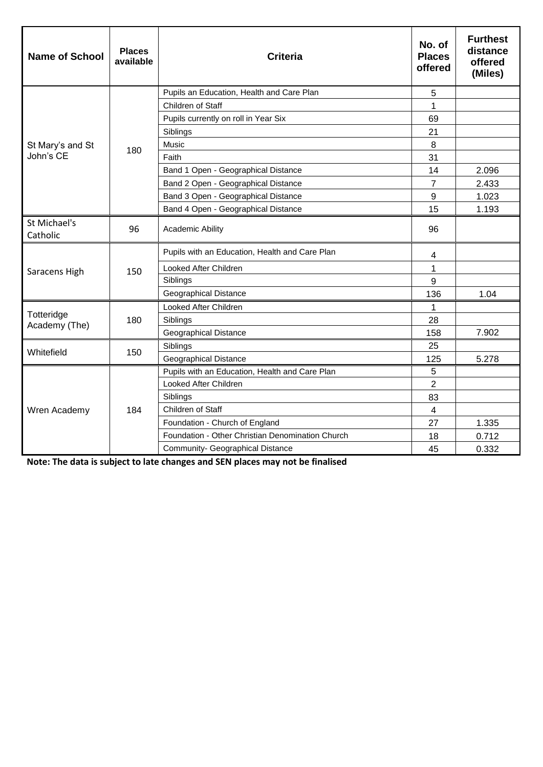| Name of School | Places available | Criteria | No. of Places offered | Furthest distance offered (Miles) |
|---|---|---|---|---|
| St Mary's and St John's CE | 180 | Pupils an Education, Health and Care Plan | 5 | |
| | | Children of Staff | 1 | |
| | | Pupils currently on roll in Year Six | 69 | |
| | | Siblings | 21 | |
| | | Music | 8 | |
| | | Faith | 31 | |
| | | Band 1 Open - Geographical Distance | 14 | 2.096 |
| | | Band 2 Open - Geographical Distance | 7 | 2.433 |
| | | Band 3 Open - Geographical Distance | 9 | 1.023 |
| | | Band 4 Open - Geographical Distance | 15 | 1.193 |
| St Michael's Catholic | 96 | Academic Ability | 96 | |
| Saracens High | 150 | Pupils with an Education, Health and Care Plan | 4 | |
| | | Looked After Children | 1 | |
| | | Siblings | 9 | |
| | | Geographical Distance | 136 | 1.04 |
| Totteridge Academy (The) | 180 | Looked After Children | 1 | |
| | | Siblings | 28 | |
| | | Geographical Distance | 158 | 7.902 |
| Whitefield | 150 | Siblings | 25 | |
| | | Geographical Distance | 125 | 5.278 |
| Wren Academy | 184 | Pupils with an Education, Health and Care Plan | 5 | |
| | | Looked After Children | 2 | |
| | | Siblings | 83 | |
| | | Children of Staff | 4 | |
| | | Foundation - Church of England | 27 | 1.335 |
| | | Foundation - Other Christian Denomination Church | 18 | 0.712 |
| | | Community- Geographical Distance | 45 | 0.332 |

**Note: The data is subject to late changes and SEN places may not be finalised**